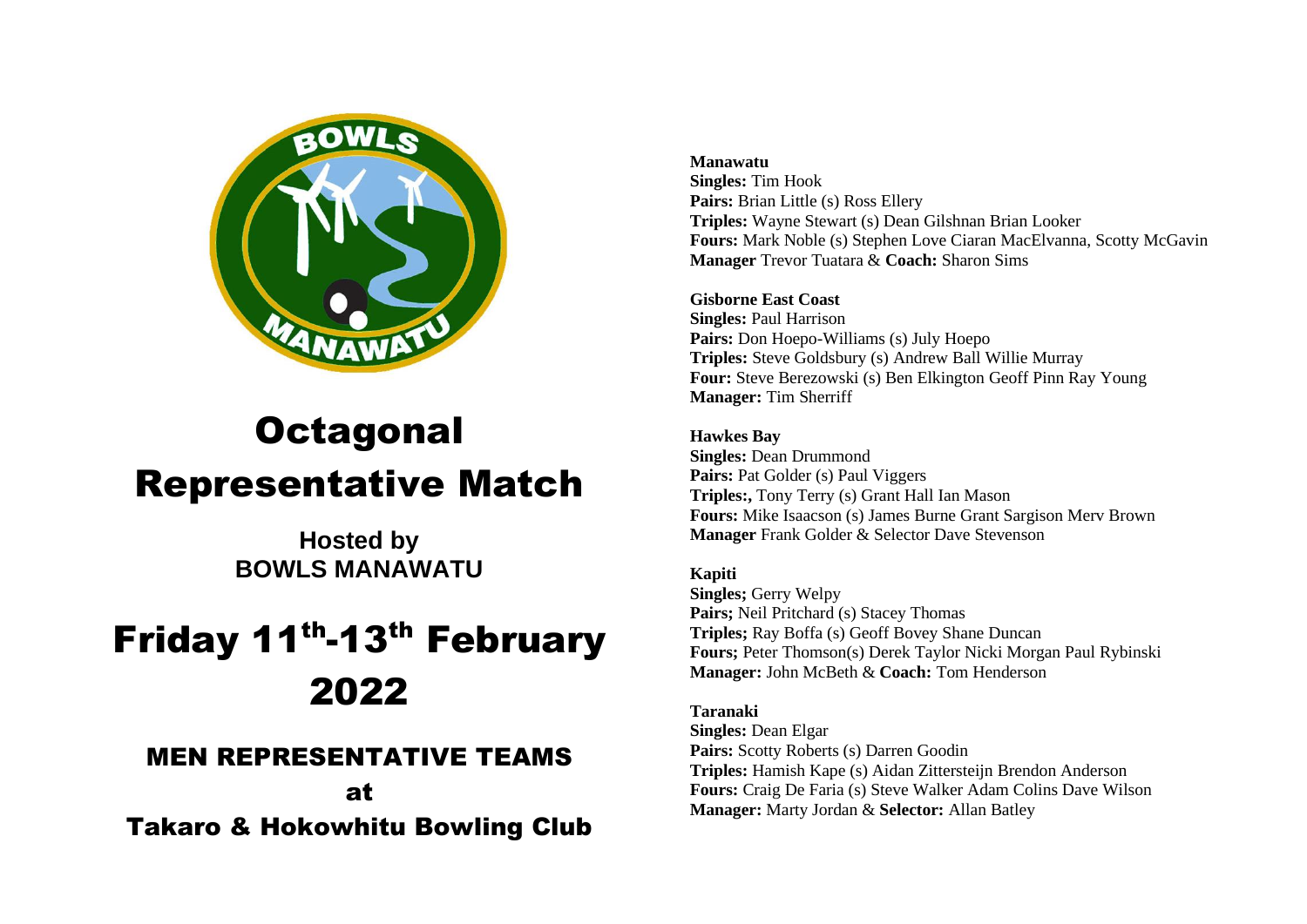# Octagonal Representative Match

**Hosted by BOWLS MANAWATU**

# Friday 11th-13th February 2022

## MEN REPRESENTATIVE TEAMS at Takaro & Hokowhitu Bowling Club

**Manawatu**
**Singles:** Tim Hook
**Pairs:** Brian Little (s) Ross Ellery
**Triples:** Wayne Stewart (s) Dean Gilshnan Brian Looker
**Fours:** Mark Noble (s) Stephen Love Ciaran MacElvanna, Scotty McGavin
**Manager** Trevor Tuatara & **Coach:** Sharon Sims

**Gisborne East Coast**
**Singles:** Paul Harrison
**Pairs:** Don Hoepo-Williams (s) July Hoepo
**Triples:** Steve Goldsbury (s) Andrew Ball Willie Murray
**Four:** Steve Berezowski (s) Ben Elkington Geoff Pinn Ray Young
**Manager:** Tim Sherriff

**Hawkes Bay**
**Singles:** Dean Drummond
**Pairs:** Pat Golder (s) Paul Viggers
**Triples:,** Tony Terry (s) Grant Hall Ian Mason
**Fours:** Mike Isaacson (s) James Burne Grant Sargison Merv Brown
**Manager** Frank Golder & Selector Dave Stevenson

**Kapiti**
**Singles;** Gerry Welpy
**Pairs;** Neil Pritchard (s) Stacey Thomas
**Triples;** Ray Boffa (s) Geoff Bovey Shane Duncan
**Fours;** Peter Thomson(s) Derek Taylor Nicki Morgan Paul Rybinski
**Manager:** John McBeth & **Coach:** Tom Henderson

**Taranaki**
**Singles:** Dean Elgar
**Pairs:** Scotty Roberts (s) Darren Goodin
**Triples:** Hamish Kape (s) Aidan Zittersteijn Brendon Anderson
**Fours:** Craig De Faria (s) Steve Walker Adam Colins Dave Wilson
**Manager:** Marty Jordan & **Selector:** Allan Batley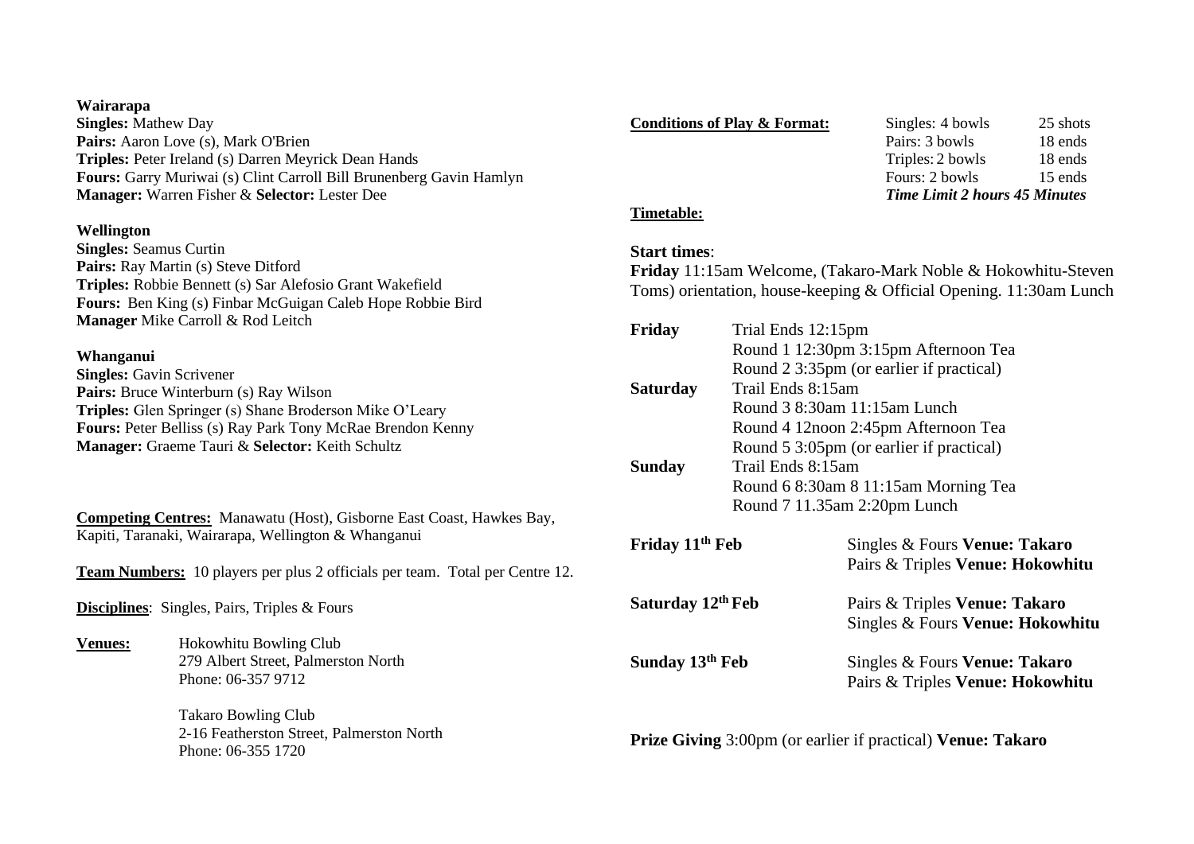**Wairarapa**
**Singles:** Mathew Day
**Pairs:** Aaron Love (s), Mark O'Brien
**Triples:** Peter Ireland (s) Darren Meyrick Dean Hands
**Fours:** Garry Muriwai (s) Clint Carroll Bill Brunenberg Gavin Hamlyn
**Manager:** Warren Fisher & **Selector:** Lester Dee

**Wellington**
**Singles:** Seamus Curtin
**Pairs:** Ray Martin (s) Steve Ditford
**Triples:** Robbie Bennett (s) Sar Alefosio Grant Wakefield
**Fours:** Ben King (s) Finbar McGuigan Caleb Hope Robbie Bird
**Manager** Mike Carroll & Rod Leitch

**Whanganui**
**Singles:** Gavin Scrivener
**Pairs:** Bruce Winterburn (s) Ray Wilson
**Triples:** Glen Springer (s) Shane Broderson Mike O'Leary
**Fours:** Peter Belliss (s) Ray Park Tony McRae Brendon Kenny
**Manager:** Graeme Tauri & **Selector:** Keith Schultz

**Competing Centres:** Manawatu (Host), Gisborne East Coast, Hawkes Bay, Kapiti, Taranaki, Wairarapa, Wellington & Whanganui

**Team Numbers:** 10 players per plus 2 officials per team. Total per Centre 12.

**Disciplines**: Singles, Pairs, Triples & Fours

**Venues:**

Hokowhitu Bowling Club
279 Albert Street, Palmerston North
Phone: 06-357 9712

Takaro Bowling Club
2-16 Featherston Street, Palmerston North
Phone: 06-355 1720

**Conditions of Play & Format:**

| | |
|---|---|
| Singles: 4 bowls | 25 shots |
| Pairs: 3 bowls | 18 ends |
| Triples: 2 bowls | 18 ends |
| Fours: 2 bowls | 15 ends |

***Time Limit 2 hours 45 Minutes***

**Timetable:**

**Start times**:
**Friday** 11:15am Welcome, (Takaro-Mark Noble & Hokowhitu-Steven Toms) orientation, house-keeping & Official Opening. 11:30am Lunch

| | |
|---|---|
| **Friday** | Trial Ends 12:15pm |
| | Round 1 12:30pm 3:15pm Afternoon Tea |
| | Round 2 3:35pm (or earlier if practical) |
| **Saturday** | Trail Ends 8:15am |
| | Round 3 8:30am 11:15am Lunch |
| | Round 4 12noon 2:45pm Afternoon Tea |
| | Round 5 3:05pm (or earlier if practical) |
| **Sunday** | Trail Ends 8:15am |
| | Round 6 8:30am 8 11:15am Morning Tea |
| | Round 7 11.35am 2:20pm Lunch |

| | |
|---|---|
| **Friday 11th Feb** | Singles & Fours **Venue: Takaro** |
| | Pairs & Triples **Venue: Hokowhitu** |
| **Saturday 12th Feb** | Pairs & Triples **Venue: Takaro** |
| | Singles & Fours **Venue: Hokowhitu** |
| **Sunday 13th Feb** | Singles & Fours **Venue: Takaro** |
| | Pairs & Triples **Venue: Hokowhitu** |

**Prize Giving** 3:00pm (or earlier if practical) **Venue: Takaro**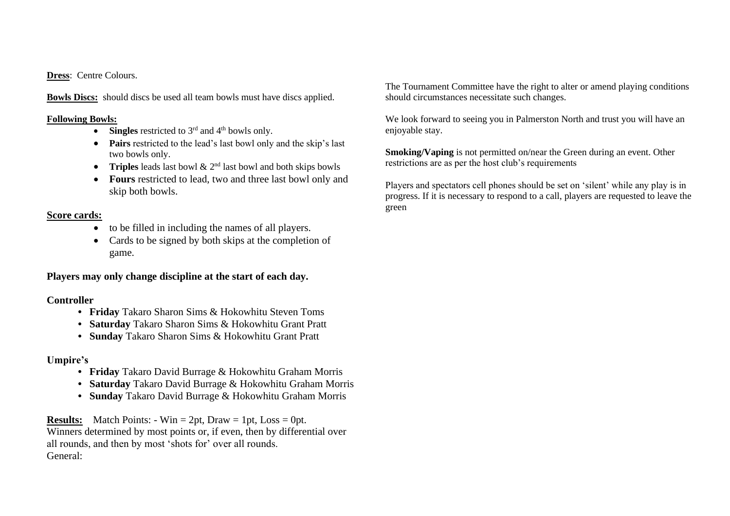**Dress**: Centre Colours.

**Bowls Discs:** should discs be used all team bowls must have discs applied.

**Following Bowls:**

- **Singles** restricted to 3rd and 4th bowls only.
- **Pairs** restricted to the lead's last bowl only and the skip's last two bowls only.
- **Triples** leads last bowl & 2nd last bowl and both skips bowls
- **Fours** restricted to lead, two and three last bowl only and skip both bowls.

**Score cards:**

- to be filled in including the names of all players.
- Cards to be signed by both skips at the completion of game.

**Players may only change discipline at the start of each day.**

**Controller**

- **Friday** Takaro Sharon Sims & Hokowhitu Steven Toms
- **Saturday** Takaro Sharon Sims & Hokowhitu Grant Pratt
- **Sunday** Takaro Sharon Sims & Hokowhitu Grant Pratt

**Umpire's**

- **Friday** Takaro David Burrage & Hokowhitu Graham Morris
- **Saturday** Takaro David Burrage & Hokowhitu Graham Morris
- **Sunday** Takaro David Burrage & Hokowhitu Graham Morris

**Results:** Match Points: - Win = 2pt, Draw = 1pt, Loss = 0pt.
Winners determined by most points or, if even, then by differential over all rounds, and then by most 'shots for' over all rounds.
General:

The Tournament Committee have the right to alter or amend playing conditions should circumstances necessitate such changes.

We look forward to seeing you in Palmerston North and trust you will have an enjoyable stay.

**Smoking/Vaping** is not permitted on/near the Green during an event. Other restrictions are as per the host club's requirements

Players and spectators cell phones should be set on 'silent' while any play is in progress. If it is necessary to respond to a call, players are requested to leave the green